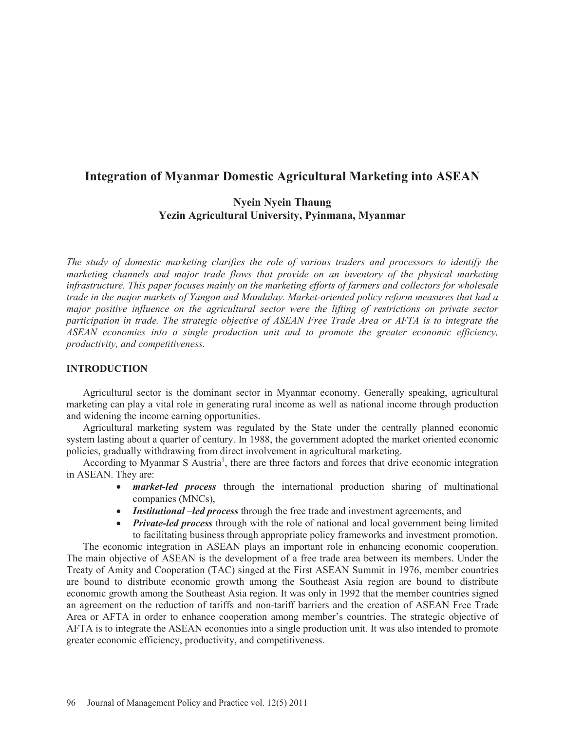# Integration of Myanmar Domestic Agricultural Marketing into ASEAN

**Nyein Nyein Thaung**
**Yezin Agricultural University, Pyinmana, Myanmar**

*The study of domestic marketing clarifies the role of various traders and processors to identify the marketing channels and major trade flows that provide on an inventory of the physical marketing infrastructure. This paper focuses mainly on the marketing efforts of farmers and collectors for wholesale trade in the major markets of Yangon and Mandalay. Market-oriented policy reform measures that had a major positive influence on the agricultural sector were the lifting of restrictions on private sector participation in trade. The strategic objective of ASEAN Free Trade Area or AFTA is to integrate the ASEAN economies into a single production unit and to promote the greater economic efficiency, productivity, and competitiveness.*

## INTRODUCTION

Agricultural sector is the dominant sector in Myanmar economy. Generally speaking, agricultural marketing can play a vital role in generating rural income as well as national income through production and widening the income earning opportunities.

Agricultural marketing system was regulated by the State under the centrally planned economic system lasting about a quarter of century. In 1988, the government adopted the market oriented economic policies, gradually withdrawing from direct involvement in agricultural marketing.

According to Myanmar S Austria[1], there are three factors and forces that drive economic integration in ASEAN. They are:

- ***market-led process*** through the international production sharing of multinational companies (MNCs),
- ***Institutional –led process*** through the free trade and investment agreements, and
- ***Private-led process*** through with the role of national and local government being limited to facilitating business through appropriate policy frameworks and investment promotion.

The economic integration in ASEAN plays an important role in enhancing economic cooperation. The main objective of ASEAN is the development of a free trade area between its members. Under the Treaty of Amity and Cooperation (TAC) singed at the First ASEAN Summit in 1976, member countries are bound to distribute economic growth among the Southeast Asia region are bound to distribute economic growth among the Southeast Asia region. It was only in 1992 that the member countries signed an agreement on the reduction of tariffs and non-tariff barriers and the creation of ASEAN Free Trade Area or AFTA in order to enhance cooperation among member's countries. The strategic objective of AFTA is to integrate the ASEAN economies into a single production unit. It was also intended to promote greater economic efficiency, productivity, and competitiveness.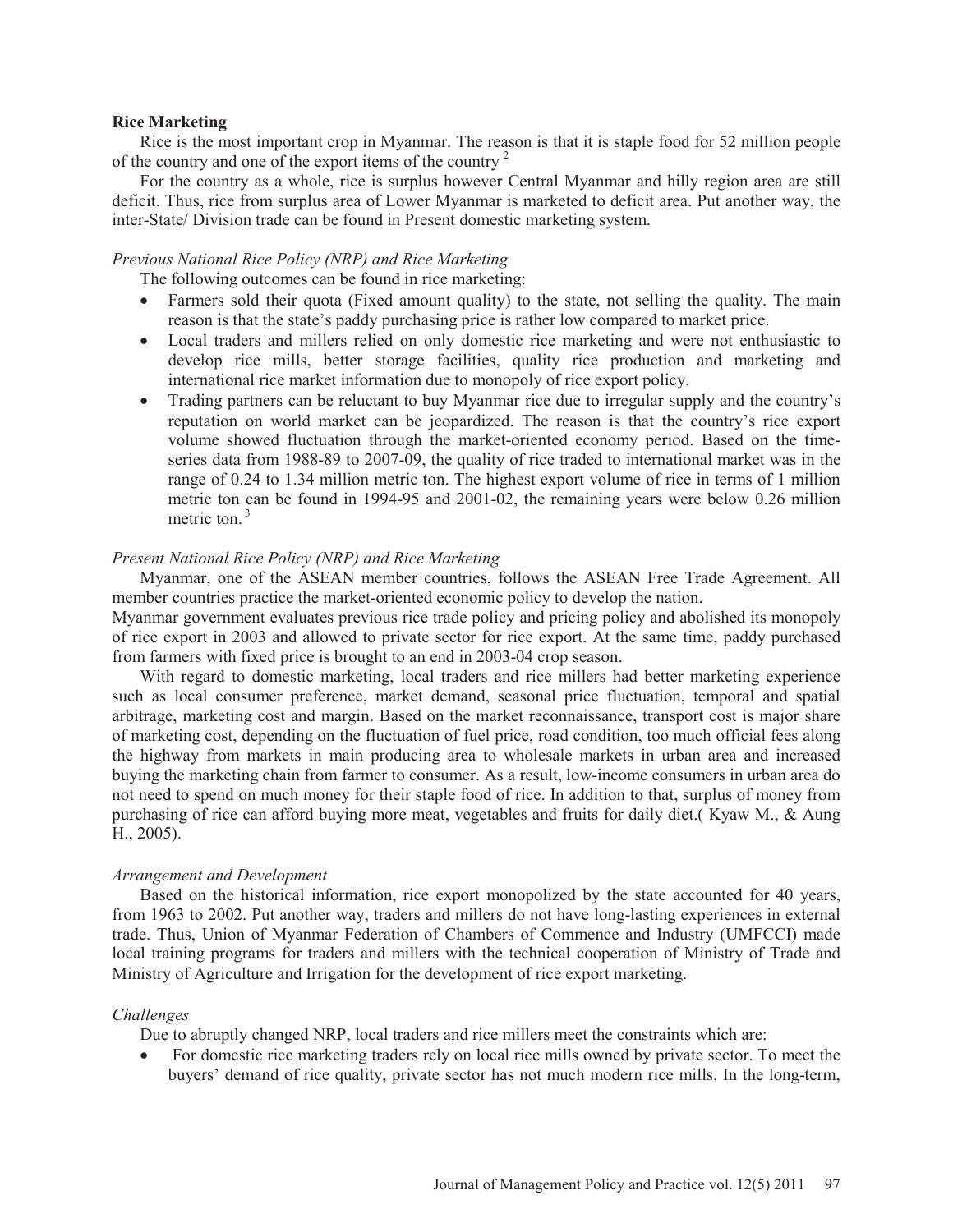**Rice Marketing**

Rice is the most important crop in Myanmar. The reason is that it is staple food for 52 million people of the country and one of the export items of the country [2]

For the country as a whole, rice is surplus however Central Myanmar and hilly region area are still deficit. Thus, rice from surplus area of Lower Myanmar is marketed to deficit area. Put another way, the inter-State/ Division trade can be found in Present domestic marketing system.

*Previous National Rice Policy (NRP) and Rice Marketing*

The following outcomes can be found in rice marketing:

- Farmers sold their quota (Fixed amount quality) to the state, not selling the quality. The main reason is that the state's paddy purchasing price is rather low compared to market price.
- Local traders and millers relied on only domestic rice marketing and were not enthusiastic to develop rice mills, better storage facilities, quality rice production and marketing and international rice market information due to monopoly of rice export policy.
- Trading partners can be reluctant to buy Myanmar rice due to irregular supply and the country's reputation on world market can be jeopardized. The reason is that the country's rice export volume showed fluctuation through the market-oriented economy period. Based on the time-series data from 1988-89 to 2007-09, the quality of rice traded to international market was in the range of 0.24 to 1.34 million metric ton. The highest export volume of rice in terms of 1 million metric ton can be found in 1994-95 and 2001-02, the remaining years were below 0.26 million metric ton. [3]

*Present National Rice Policy (NRP) and Rice Marketing*

Myanmar, one of the ASEAN member countries, follows the ASEAN Free Trade Agreement. All member countries practice the market-oriented economic policy to develop the nation.

Myanmar government evaluates previous rice trade policy and pricing policy and abolished its monopoly of rice export in 2003 and allowed to private sector for rice export. At the same time, paddy purchased from farmers with fixed price is brought to an end in 2003-04 crop season.

With regard to domestic marketing, local traders and rice millers had better marketing experience such as local consumer preference, market demand, seasonal price fluctuation, temporal and spatial arbitrage, marketing cost and margin. Based on the market reconnaissance, transport cost is major share of marketing cost, depending on the fluctuation of fuel price, road condition, too much official fees along the highway from markets in main producing area to wholesale markets in urban area and increased buying the marketing chain from farmer to consumer. As a result, low-income consumers in urban area do not need to spend on much money for their staple food of rice. In addition to that, surplus of money from purchasing of rice can afford buying more meat, vegetables and fruits for daily diet.( Kyaw M., & Aung H., 2005).

*Arrangement and Development*

Based on the historical information, rice export monopolized by the state accounted for 40 years, from 1963 to 2002. Put another way, traders and millers do not have long-lasting experiences in external trade. Thus, Union of Myanmar Federation of Chambers of Commence and Industry (UMFCCI) made local training programs for traders and millers with the technical cooperation of Ministry of Trade and Ministry of Agriculture and Irrigation for the development of rice export marketing.

*Challenges*

Due to abruptly changed NRP, local traders and rice millers meet the constraints which are:

- For domestic rice marketing traders rely on local rice mills owned by private sector. To meet the buyers' demand of rice quality, private sector has not much modern rice mills. In the long-term,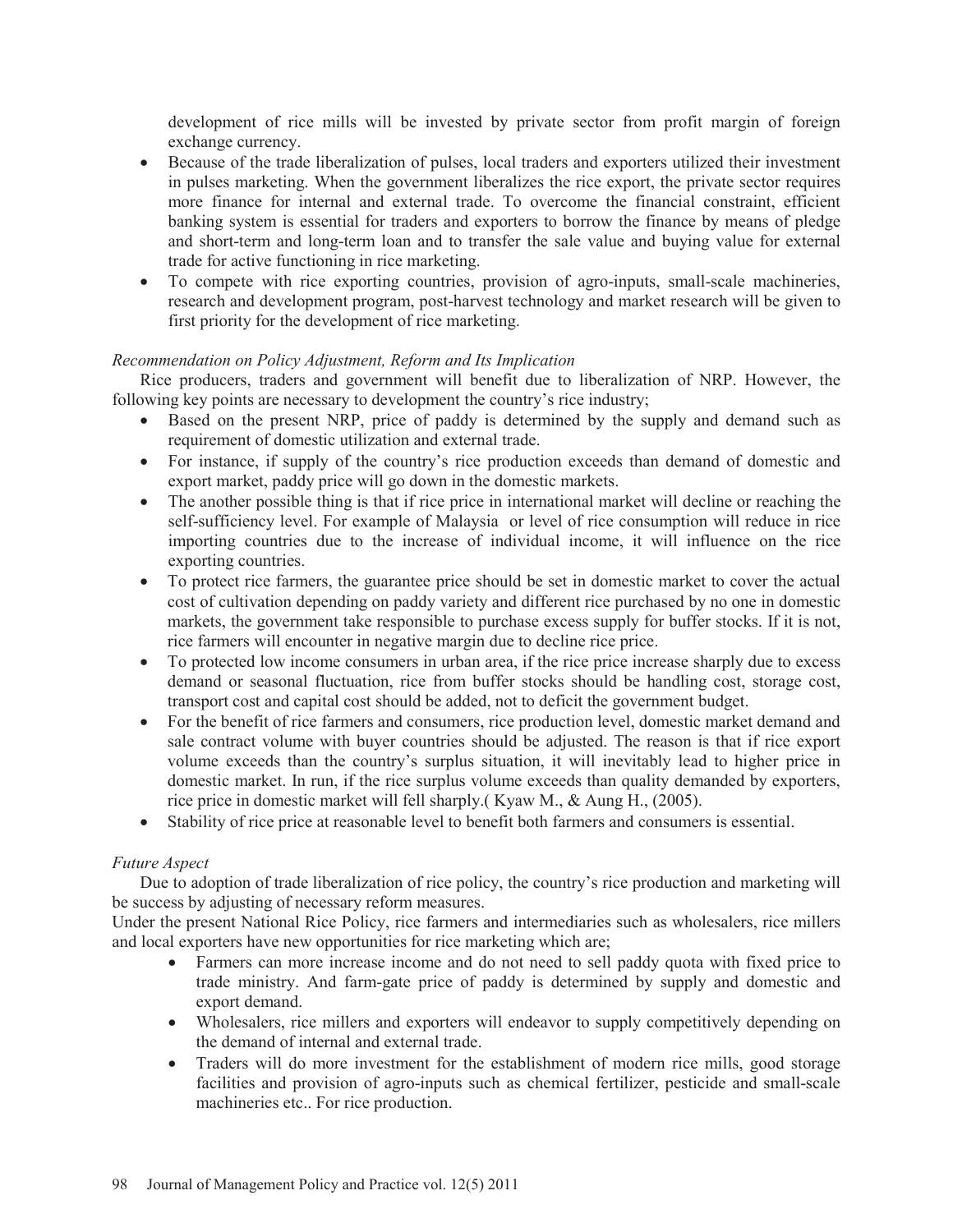development of rice mills will be invested by private sector from profit margin of foreign exchange currency.

- Because of the trade liberalization of pulses, local traders and exporters utilized their investment in pulses marketing. When the government liberalizes the rice export, the private sector requires more finance for internal and external trade. To overcome the financial constraint, efficient banking system is essential for traders and exporters to borrow the finance by means of pledge and short-term and long-term loan and to transfer the sale value and buying value for external trade for active functioning in rice marketing.
- To compete with rice exporting countries, provision of agro-inputs, small-scale machineries, research and development program, post-harvest technology and market research will be given to first priority for the development of rice marketing.

*Recommendation on Policy Adjustment, Reform and Its Implication*

Rice producers, traders and government will benefit due to liberalization of NRP. However, the following key points are necessary to development the country's rice industry;

- Based on the present NRP, price of paddy is determined by the supply and demand such as requirement of domestic utilization and external trade.
- For instance, if supply of the country's rice production exceeds than demand of domestic and export market, paddy price will go down in the domestic markets.
- The another possible thing is that if rice price in international market will decline or reaching the self-sufficiency level. For example of Malaysia or level of rice consumption will reduce in rice importing countries due to the increase of individual income, it will influence on the rice exporting countries.
- To protect rice farmers, the guarantee price should be set in domestic market to cover the actual cost of cultivation depending on paddy variety and different rice purchased by no one in domestic markets, the government take responsible to purchase excess supply for buffer stocks. If it is not, rice farmers will encounter in negative margin due to decline rice price.
- To protected low income consumers in urban area, if the rice price increase sharply due to excess demand or seasonal fluctuation, rice from buffer stocks should be handling cost, storage cost, transport cost and capital cost should be added, not to deficit the government budget.
- For the benefit of rice farmers and consumers, rice production level, domestic market demand and sale contract volume with buyer countries should be adjusted. The reason is that if rice export volume exceeds than the country's surplus situation, it will inevitably lead to higher price in domestic market. In run, if the rice surplus volume exceeds than quality demanded by exporters, rice price in domestic market will fell sharply.( Kyaw M., & Aung H., (2005).
- Stability of rice price at reasonable level to benefit both farmers and consumers is essential.

*Future Aspect*

Due to adoption of trade liberalization of rice policy, the country's rice production and marketing will be success by adjusting of necessary reform measures.

Under the present National Rice Policy, rice farmers and intermediaries such as wholesalers, rice millers and local exporters have new opportunities for rice marketing which are;

- Farmers can more increase income and do not need to sell paddy quota with fixed price to trade ministry. And farm-gate price of paddy is determined by supply and domestic and export demand.
- Wholesalers, rice millers and exporters will endeavor to supply competitively depending on the demand of internal and external trade.
- Traders will do more investment for the establishment of modern rice mills, good storage facilities and provision of agro-inputs such as chemical fertilizer, pesticide and small-scale machineries etc.. For rice production.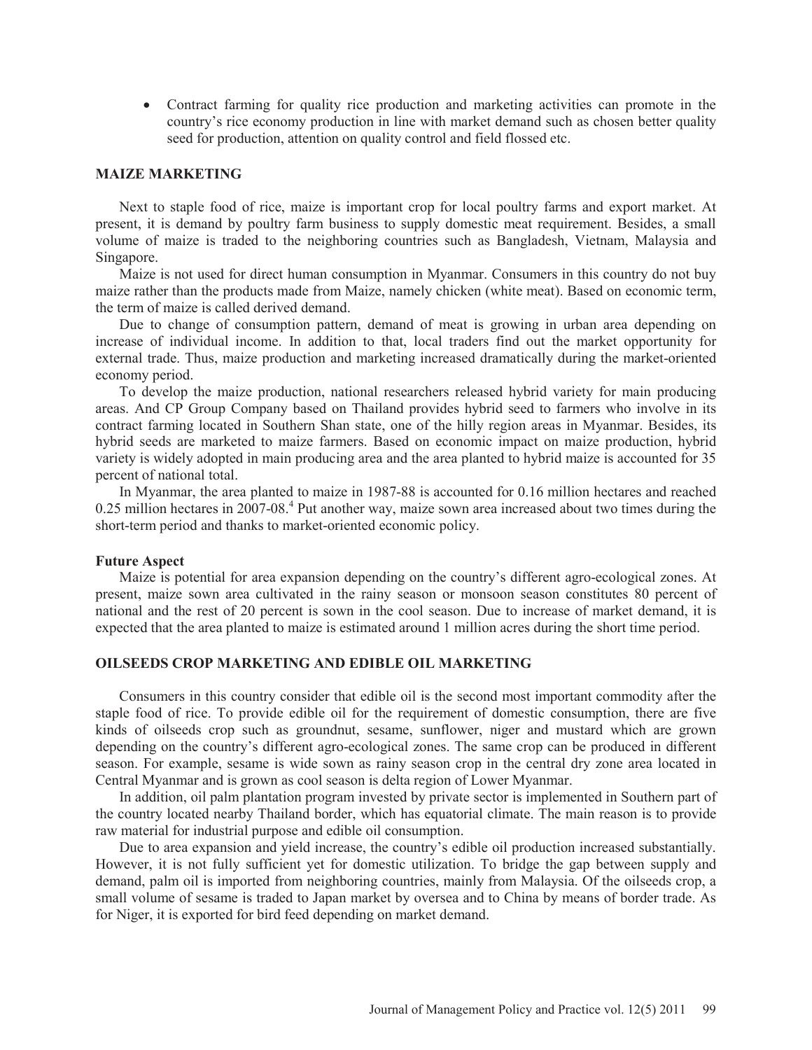- Contract farming for quality rice production and marketing activities can promote in the country's rice economy production in line with market demand such as chosen better quality seed for production, attention on quality control and field flossed etc.

## MAIZE MARKETING

Next to staple food of rice, maize is important crop for local poultry farms and export market. At present, it is demand by poultry farm business to supply domestic meat requirement. Besides, a small volume of maize is traded to the neighboring countries such as Bangladesh, Vietnam, Malaysia and Singapore.

Maize is not used for direct human consumption in Myanmar. Consumers in this country do not buy maize rather than the products made from Maize, namely chicken (white meat). Based on economic term, the term of maize is called derived demand.

Due to change of consumption pattern, demand of meat is growing in urban area depending on increase of individual income. In addition to that, local traders find out the market opportunity for external trade. Thus, maize production and marketing increased dramatically during the market-oriented economy period.

To develop the maize production, national researchers released hybrid variety for main producing areas. And CP Group Company based on Thailand provides hybrid seed to farmers who involve in its contract farming located in Southern Shan state, one of the hilly region areas in Myanmar. Besides, its hybrid seeds are marketed to maize farmers. Based on economic impact on maize production, hybrid variety is widely adopted in main producing area and the area planted to hybrid maize is accounted for 35 percent of national total.

In Myanmar, the area planted to maize in 1987-88 is accounted for 0.16 million hectares and reached 0.25 million hectares in 2007-08.[4] Put another way, maize sown area increased about two times during the short-term period and thanks to market-oriented economic policy.

### Future Aspect

Maize is potential for area expansion depending on the country's different agro-ecological zones. At present, maize sown area cultivated in the rainy season or monsoon season constitutes 80 percent of national and the rest of 20 percent is sown in the cool season. Due to increase of market demand, it is expected that the area planted to maize is estimated around 1 million acres during the short time period.

## OILSEEDS CROP MARKETING AND EDIBLE OIL MARKETING

Consumers in this country consider that edible oil is the second most important commodity after the staple food of rice. To provide edible oil for the requirement of domestic consumption, there are five kinds of oilseeds crop such as groundnut, sesame, sunflower, niger and mustard which are grown depending on the country's different agro-ecological zones. The same crop can be produced in different season. For example, sesame is wide sown as rainy season crop in the central dry zone area located in Central Myanmar and is grown as cool season is delta region of Lower Myanmar.

In addition, oil palm plantation program invested by private sector is implemented in Southern part of the country located nearby Thailand border, which has equatorial climate. The main reason is to provide raw material for industrial purpose and edible oil consumption.

Due to area expansion and yield increase, the country's edible oil production increased substantially. However, it is not fully sufficient yet for domestic utilization. To bridge the gap between supply and demand, palm oil is imported from neighboring countries, mainly from Malaysia. Of the oilseeds crop, a small volume of sesame is traded to Japan market by oversea and to China by means of border trade. As for Niger, it is exported for bird feed depending on market demand.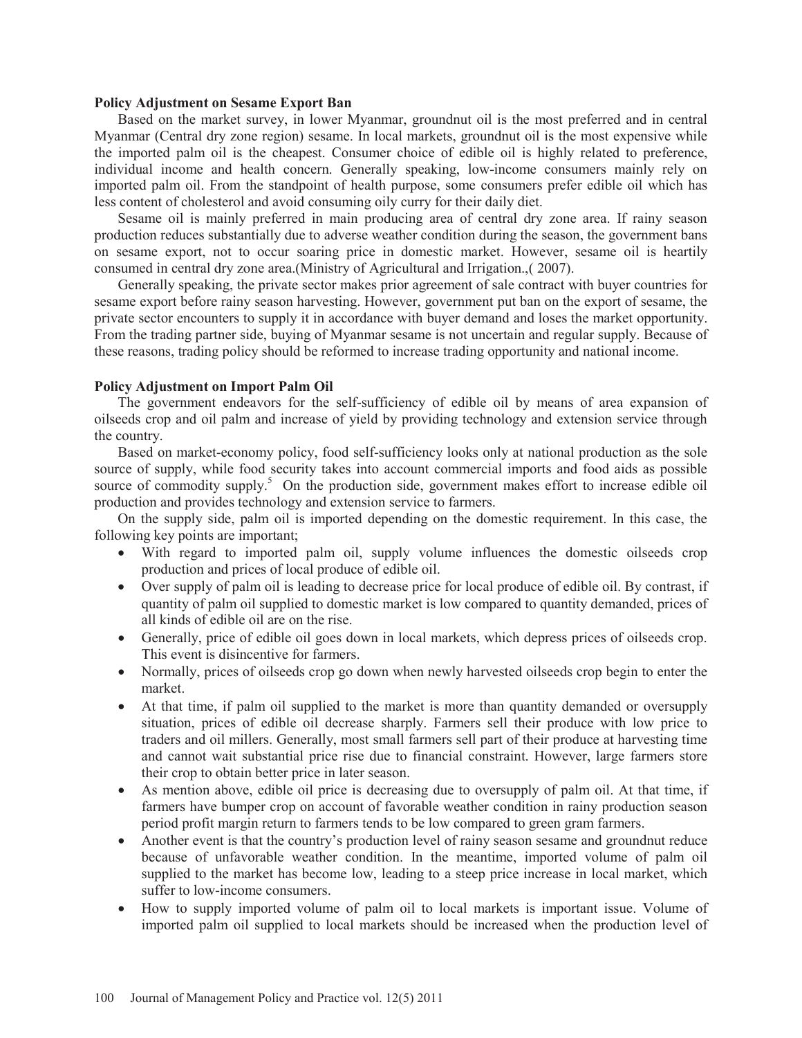**Policy Adjustment on Sesame Export Ban**

Based on the market survey, in lower Myanmar, groundnut oil is the most preferred and in central Myanmar (Central dry zone region) sesame. In local markets, groundnut oil is the most expensive while the imported palm oil is the cheapest. Consumer choice of edible oil is highly related to preference, individual income and health concern. Generally speaking, low-income consumers mainly rely on imported palm oil. From the standpoint of health purpose, some consumers prefer edible oil which has less content of cholesterol and avoid consuming oily curry for their daily diet.

Sesame oil is mainly preferred in main producing area of central dry zone area. If rainy season production reduces substantially due to adverse weather condition during the season, the government bans on sesame export, not to occur soaring price in domestic market. However, sesame oil is heartily consumed in central dry zone area.(Ministry of Agricultural and Irrigation.,( 2007).

Generally speaking, the private sector makes prior agreement of sale contract with buyer countries for sesame export before rainy season harvesting. However, government put ban on the export of sesame, the private sector encounters to supply it in accordance with buyer demand and loses the market opportunity. From the trading partner side, buying of Myanmar sesame is not uncertain and regular supply. Because of these reasons, trading policy should be reformed to increase trading opportunity and national income.

**Policy Adjustment on Import Palm Oil**

The government endeavors for the self-sufficiency of edible oil by means of area expansion of oilseeds crop and oil palm and increase of yield by providing technology and extension service through the country.

Based on market-economy policy, food self-sufficiency looks only at national production as the sole source of supply, while food security takes into account commercial imports and food aids as possible source of commodity supply.[5] On the production side, government makes effort to increase edible oil production and provides technology and extension service to farmers.

On the supply side, palm oil is imported depending on the domestic requirement. In this case, the following key points are important;

- With regard to imported palm oil, supply volume influences the domestic oilseeds crop production and prices of local produce of edible oil.
- Over supply of palm oil is leading to decrease price for local produce of edible oil. By contrast, if quantity of palm oil supplied to domestic market is low compared to quantity demanded, prices of all kinds of edible oil are on the rise.
- Generally, price of edible oil goes down in local markets, which depress prices of oilseeds crop. This event is disincentive for farmers.
- Normally, prices of oilseeds crop go down when newly harvested oilseeds crop begin to enter the market.
- At that time, if palm oil supplied to the market is more than quantity demanded or oversupply situation, prices of edible oil decrease sharply. Farmers sell their produce with low price to traders and oil millers. Generally, most small farmers sell part of their produce at harvesting time and cannot wait substantial price rise due to financial constraint. However, large farmers store their crop to obtain better price in later season.
- As mention above, edible oil price is decreasing due to oversupply of palm oil. At that time, if farmers have bumper crop on account of favorable weather condition in rainy production season period profit margin return to farmers tends to be low compared to green gram farmers.
- Another event is that the country's production level of rainy season sesame and groundnut reduce because of unfavorable weather condition. In the meantime, imported volume of palm oil supplied to the market has become low, leading to a steep price increase in local market, which suffer to low-income consumers.
- How to supply imported volume of palm oil to local markets is important issue. Volume of imported palm oil supplied to local markets should be increased when the production level of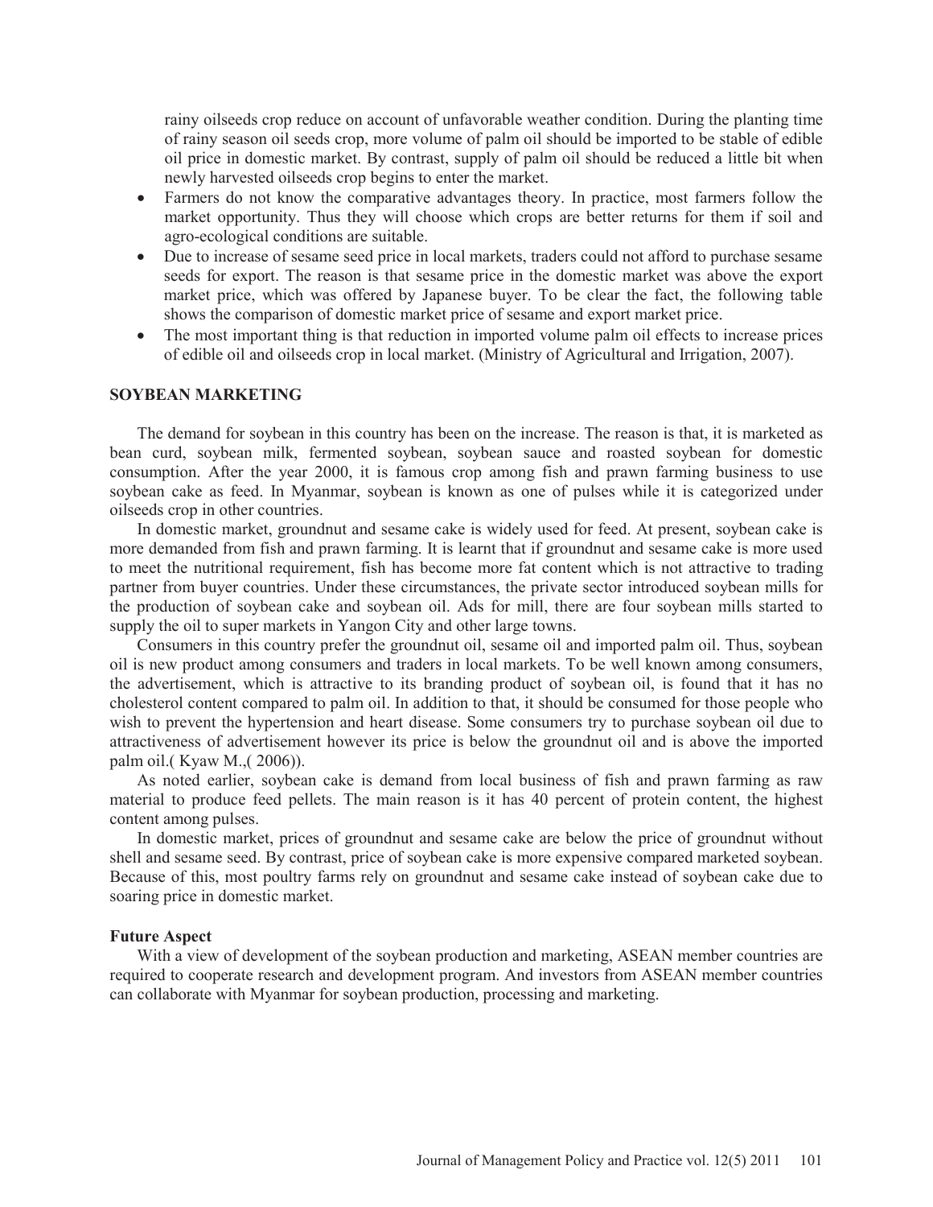rainy oilseeds crop reduce on account of unfavorable weather condition. During the planting time of rainy season oil seeds crop, more volume of palm oil should be imported to be stable of edible oil price in domestic market. By contrast, supply of palm oil should be reduced a little bit when newly harvested oilseeds crop begins to enter the market.

- Farmers do not know the comparative advantages theory. In practice, most farmers follow the market opportunity. Thus they will choose which crops are better returns for them if soil and agro-ecological conditions are suitable.
- Due to increase of sesame seed price in local markets, traders could not afford to purchase sesame seeds for export. The reason is that sesame price in the domestic market was above the export market price, which was offered by Japanese buyer. To be clear the fact, the following table shows the comparison of domestic market price of sesame and export market price.
- The most important thing is that reduction in imported volume palm oil effects to increase prices of edible oil and oilseeds crop in local market. (Ministry of Agricultural and Irrigation, 2007).

## SOYBEAN MARKETING

The demand for soybean in this country has been on the increase. The reason is that, it is marketed as bean curd, soybean milk, fermented soybean, soybean sauce and roasted soybean for domestic consumption. After the year 2000, it is famous crop among fish and prawn farming business to use soybean cake as feed. In Myanmar, soybean is known as one of pulses while it is categorized under oilseeds crop in other countries.

In domestic market, groundnut and sesame cake is widely used for feed. At present, soybean cake is more demanded from fish and prawn farming. It is learnt that if groundnut and sesame cake is more used to meet the nutritional requirement, fish has become more fat content which is not attractive to trading partner from buyer countries. Under these circumstances, the private sector introduced soybean mills for the production of soybean cake and soybean oil. Ads for mill, there are four soybean mills started to supply the oil to super markets in Yangon City and other large towns.

Consumers in this country prefer the groundnut oil, sesame oil and imported palm oil. Thus, soybean oil is new product among consumers and traders in local markets. To be well known among consumers, the advertisement, which is attractive to its branding product of soybean oil, is found that it has no cholesterol content compared to palm oil. In addition to that, it should be consumed for those people who wish to prevent the hypertension and heart disease. Some consumers try to purchase soybean oil due to attractiveness of advertisement however its price is below the groundnut oil and is above the imported palm oil.( Kyaw M.,( 2006)).

As noted earlier, soybean cake is demand from local business of fish and prawn farming as raw material to produce feed pellets. The main reason is it has 40 percent of protein content, the highest content among pulses.

In domestic market, prices of groundnut and sesame cake are below the price of groundnut without shell and sesame seed. By contrast, price of soybean cake is more expensive compared marketed soybean. Because of this, most poultry farms rely on groundnut and sesame cake instead of soybean cake due to soaring price in domestic market.

### Future Aspect

With a view of development of the soybean production and marketing, ASEAN member countries are required to cooperate research and development program. And investors from ASEAN member countries can collaborate with Myanmar for soybean production, processing and marketing.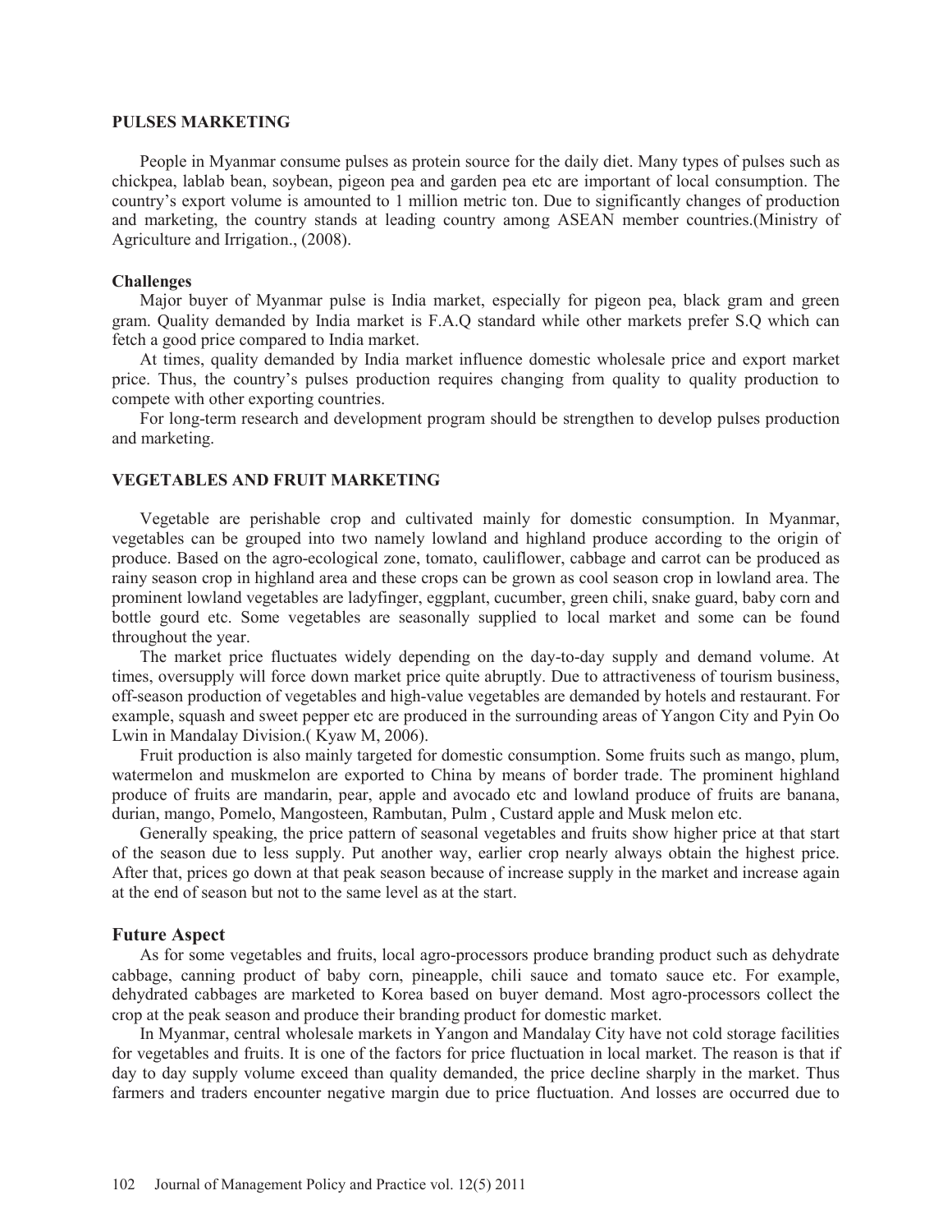### PULSES MARKETING

People in Myanmar consume pulses as protein source for the daily diet. Many types of pulses such as chickpea, lablab bean, soybean, pigeon pea and garden pea etc are important of local consumption. The country's export volume is amounted to 1 million metric ton. Due to significantly changes of production and marketing, the country stands at leading country among ASEAN member countries.(Ministry of Agriculture and Irrigation., (2008).

#### Challenges

Major buyer of Myanmar pulse is India market, especially for pigeon pea, black gram and green gram. Quality demanded by India market is F.A.Q standard while other markets prefer S.Q which can fetch a good price compared to India market.

At times, quality demanded by India market influence domestic wholesale price and export market price. Thus, the country's pulses production requires changing from quality to quality production to compete with other exporting countries.

For long-term research and development program should be strengthen to develop pulses production and marketing.

### VEGETABLES AND FRUIT MARKETING

Vegetable are perishable crop and cultivated mainly for domestic consumption. In Myanmar, vegetables can be grouped into two namely lowland and highland produce according to the origin of produce. Based on the agro-ecological zone, tomato, cauliflower, cabbage and carrot can be produced as rainy season crop in highland area and these crops can be grown as cool season crop in lowland area. The prominent lowland vegetables are ladyfinger, eggplant, cucumber, green chili, snake guard, baby corn and bottle gourd etc. Some vegetables are seasonally supplied to local market and some can be found throughout the year.

The market price fluctuates widely depending on the day-to-day supply and demand volume. At times, oversupply will force down market price quite abruptly. Due to attractiveness of tourism business, off-season production of vegetables and high-value vegetables are demanded by hotels and restaurant. For example, squash and sweet pepper etc are produced in the surrounding areas of Yangon City and Pyin Oo Lwin in Mandalay Division.( Kyaw M, 2006).

Fruit production is also mainly targeted for domestic consumption. Some fruits such as mango, plum, watermelon and muskmelon are exported to China by means of border trade. The prominent highland produce of fruits are mandarin, pear, apple and avocado etc and lowland produce of fruits are banana, durian, mango, Pomelo, Mangosteen, Rambutan, Pulm , Custard apple and Musk melon etc.

Generally speaking, the price pattern of seasonal vegetables and fruits show higher price at that start of the season due to less supply. Put another way, earlier crop nearly always obtain the highest price. After that, prices go down at that peak season because of increase supply in the market and increase again at the end of season but not to the same level as at the start.

#### Future Aspect

As for some vegetables and fruits, local agro-processors produce branding product such as dehydrate cabbage, canning product of baby corn, pineapple, chili sauce and tomato sauce etc. For example, dehydrated cabbages are marketed to Korea based on buyer demand. Most agro-processors collect the crop at the peak season and produce their branding product for domestic market.

In Myanmar, central wholesale markets in Yangon and Mandalay City have not cold storage facilities for vegetables and fruits. It is one of the factors for price fluctuation in local market. The reason is that if day to day supply volume exceed than quality demanded, the price decline sharply in the market. Thus farmers and traders encounter negative margin due to price fluctuation. And losses are occurred due to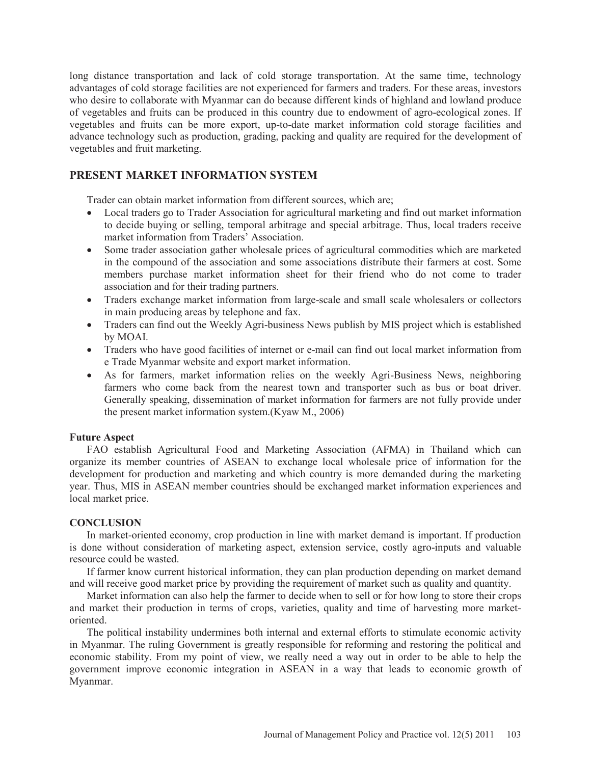long distance transportation and lack of cold storage transportation. At the same time, technology advantages of cold storage facilities are not experienced for farmers and traders. For these areas, investors who desire to collaborate with Myanmar can do because different kinds of highland and lowland produce of vegetables and fruits can be produced in this country due to endowment of agro-ecological zones. If vegetables and fruits can be more export, up-to-date market information cold storage facilities and advance technology such as production, grading, packing and quality are required for the development of vegetables and fruit marketing.

## PRESENT MARKET INFORMATION SYSTEM

Trader can obtain market information from different sources, which are;

- Local traders go to Trader Association for agricultural marketing and find out market information to decide buying or selling, temporal arbitrage and special arbitrage. Thus, local traders receive market information from Traders' Association.
- Some trader association gather wholesale prices of agricultural commodities which are marketed in the compound of the association and some associations distribute their farmers at cost. Some members purchase market information sheet for their friend who do not come to trader association and for their trading partners.
- Traders exchange market information from large-scale and small scale wholesalers or collectors in main producing areas by telephone and fax.
- Traders can find out the Weekly Agri-business News publish by MIS project which is established by MOAI.
- Traders who have good facilities of internet or e-mail can find out local market information from e Trade Myanmar website and export market information.
- As for farmers, market information relies on the weekly Agri-Business News, neighboring farmers who come back from the nearest town and transporter such as bus or boat driver. Generally speaking, dissemination of market information for farmers are not fully provide under the present market information system.(Kyaw M., 2006)

### Future Aspect

FAO establish Agricultural Food and Marketing Association (AFMA) in Thailand which can organize its member countries of ASEAN to exchange local wholesale price of information for the development for production and marketing and which country is more demanded during the marketing year. Thus, MIS in ASEAN member countries should be exchanged market information experiences and local market price.

### CONCLUSION

In market-oriented economy, crop production in line with market demand is important. If production is done without consideration of marketing aspect, extension service, costly agro-inputs and valuable resource could be wasted.

If farmer know current historical information, they can plan production depending on market demand and will receive good market price by providing the requirement of market such as quality and quantity.

Market information can also help the farmer to decide when to sell or for how long to store their crops and market their production in terms of crops, varieties, quality and time of harvesting more market-oriented.

The political instability undermines both internal and external efforts to stimulate economic activity in Myanmar. The ruling Government is greatly responsible for reforming and restoring the political and economic stability. From my point of view, we really need a way out in order to be able to help the government improve economic integration in ASEAN in a way that leads to economic growth of Myanmar.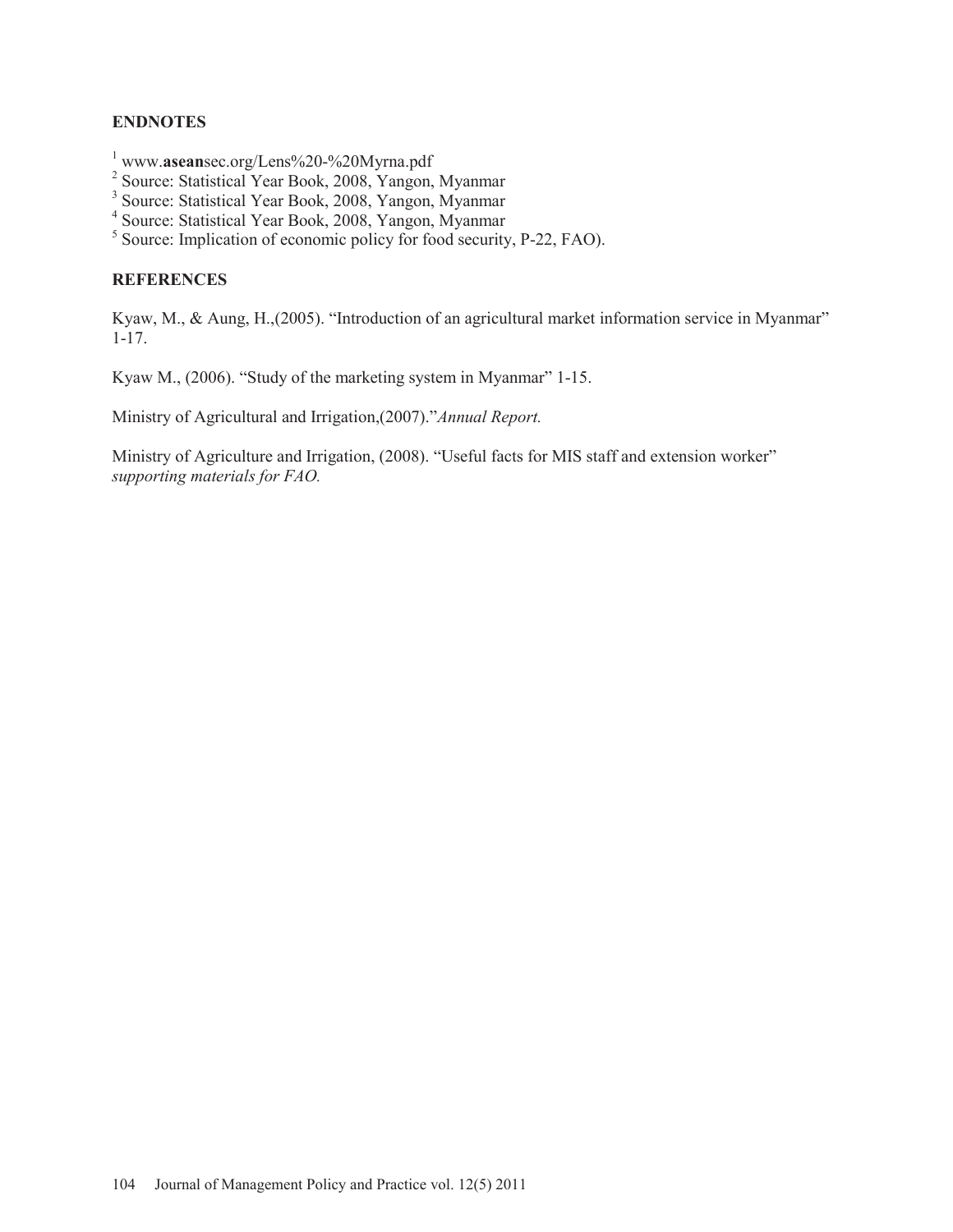## ENDNOTES

[1] www.**asean**sec.org/Lens%20-%20Myrna.pdf
[2] Source: Statistical Year Book, 2008, Yangon, Myanmar
[3] Source: Statistical Year Book, 2008, Yangon, Myanmar
[4] Source: Statistical Year Book, 2008, Yangon, Myanmar
[5] Source: Implication of economic policy for food security, P-22, FAO).

## REFERENCES

Kyaw, M., & Aung, H.,(2005). "Introduction of an agricultural market information service in Myanmar" 1-17.

Kyaw M., (2006). "Study of the marketing system in Myanmar" 1-15.

Ministry of Agricultural and Irrigation,(2007)."*Annual Report.*

Ministry of Agriculture and Irrigation, (2008). "Useful facts for MIS staff and extension worker" *supporting materials for FAO.*